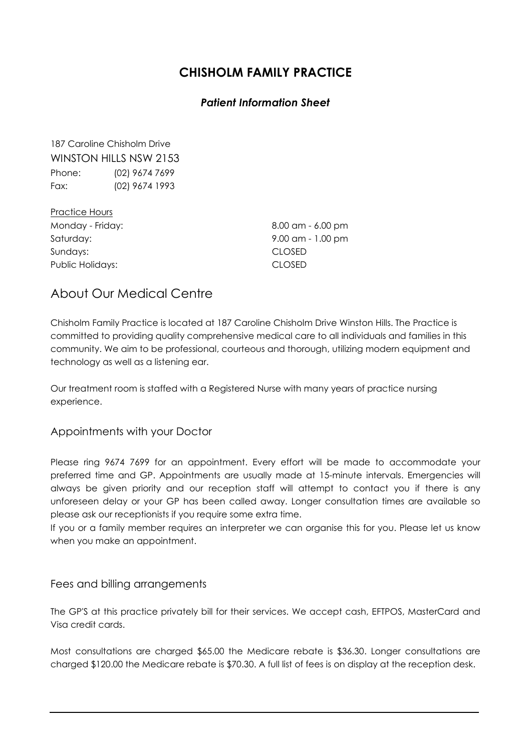# CHISHOLM FAMILY PRACTICE

### *Patient Information Sheet*

187 Caroline Chisholm Drive
WINSTON HILLS NSW 2153
Phone: (02) 9674 7699
Fax: (02) 9674 1993

Practice Hours

| | |
|---|---|
| Monday - Friday: | 8.00 am - 6.00 pm |
| Saturday: | 9.00 am - 1.00 pm |
| Sundays: | CLOSED |
| Public Holidays: | CLOSED |

## About Our Medical Centre

Chisholm Family Practice is located at 187 Caroline Chisholm Drive Winston Hills. The Practice is committed to providing quality comprehensive medical care to all individuals and families in this community. We aim to be professional, courteous and thorough, utilizing modern equipment and technology as well as a listening ear.

Our treatment room is staffed with a Registered Nurse with many years of practice nursing experience.

### Appointments with your Doctor

Please ring 9674 7699 for an appointment. Every effort will be made to accommodate your preferred time and GP. Appointments are usually made at 15-minute intervals. Emergencies will always be given priority and our reception staff will attempt to contact you if there is any unforeseen delay or your GP has been called away. Longer consultation times are available so please ask our receptionists if you require some extra time.
If you or a family member requires an interpreter we can organise this for you. Please let us know when you make an appointment.

### Fees and billing arrangements

The GP'S at this practice privately bill for their services. We accept cash, EFTPOS, MasterCard and Visa credit cards.

Most consultations are charged $65.00 the Medicare rebate is $36.30. Longer consultations are charged $120.00 the Medicare rebate is $70.30. A full list of fees is on display at the reception desk.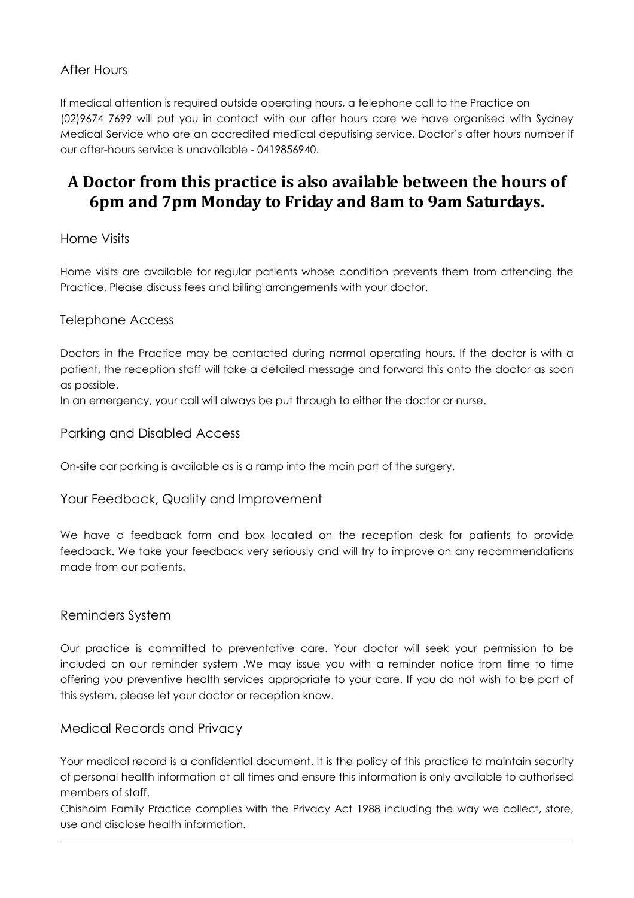## After Hours

If medical attention is required outside operating hours, a telephone call to the Practice on (02)9674 7699 will put you in contact with our after hours care we have organised with Sydney Medical Service who are an accredited medical deputising service. Doctor's after hours number if our after-hours service is unavailable - 0419856940.

# A Doctor from this practice is also available between the hours of 6pm and 7pm Monday to Friday and 8am to 9am Saturdays.

## Home Visits

Home visits are available for regular patients whose condition prevents them from attending the Practice. Please discuss fees and billing arrangements with your doctor.

## Telephone Access

Doctors in the Practice may be contacted during normal operating hours. If the doctor is with a patient, the reception staff will take a detailed message and forward this onto the doctor as soon as possible.

In an emergency, your call will always be put through to either the doctor or nurse.

## Parking and Disabled Access

On-site car parking is available as is a ramp into the main part of the surgery.

## Your Feedback, Quality and Improvement

We have a feedback form and box located on the reception desk for patients to provide feedback. We take your feedback very seriously and will try to improve on any recommendations made from our patients.

## Reminders System

Our practice is committed to preventative care. Your doctor will seek your permission to be included on our reminder system .We may issue you with a reminder notice from time to time offering you preventive health services appropriate to your care. If you do not wish to be part of this system, please let your doctor or reception know.

## Medical Records and Privacy

Your medical record is a confidential document. It is the policy of this practice to maintain security of personal health information at all times and ensure this information is only available to authorised members of staff.

Chisholm Family Practice complies with the Privacy Act 1988 including the way we collect, store, use and disclose health information.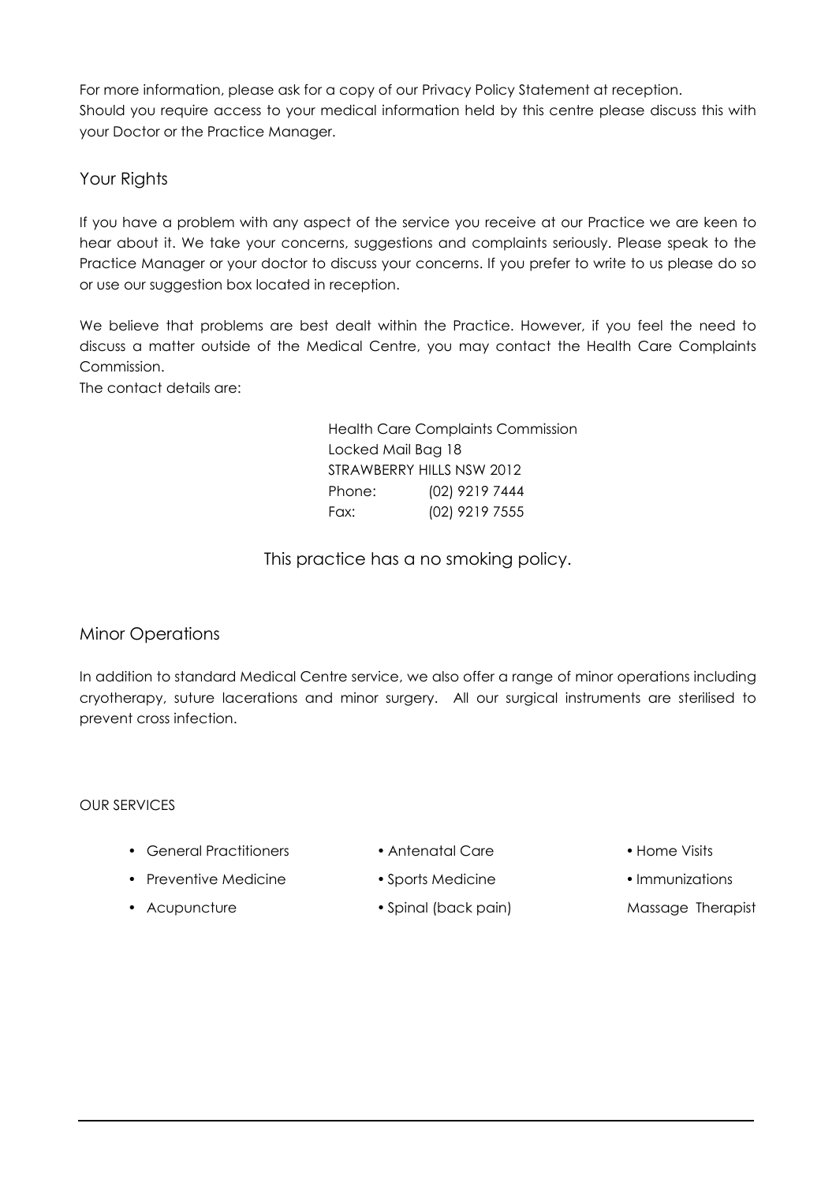For more information, please ask for a copy of our Privacy Policy Statement at reception.
Should you require access to your medical information held by this centre please discuss this with your Doctor or the Practice Manager.

## Your Rights

If you have a problem with any aspect of the service you receive at our Practice we are keen to hear about it. We take your concerns, suggestions and complaints seriously. Please speak to the Practice Manager or your doctor to discuss your concerns. If you prefer to write to us please do so or use our suggestion box located in reception.

We believe that problems are best dealt within the Practice. However, if you feel the need to discuss a matter outside of the Medical Centre, you may contact the Health Care Complaints Commission.
The contact details are:

Health Care Complaints Commission
Locked Mail Bag 18
STRAWBERRY HILLS NSW 2012
Phone: (02) 9219 7444
Fax: (02) 9219 7555

This practice has a no smoking policy.

## Minor Operations

In addition to standard Medical Centre service, we also offer a range of minor operations including cryotherapy, suture lacerations and minor surgery. All our surgical instruments are sterilised to prevent cross infection.

OUR SERVICES

- General Practitioners
- Antenatal Care
- Home Visits
- Preventive Medicine
- Sports Medicine
- Immunizations
- Acupuncture
- Spinal (back pain)

Massage Therapist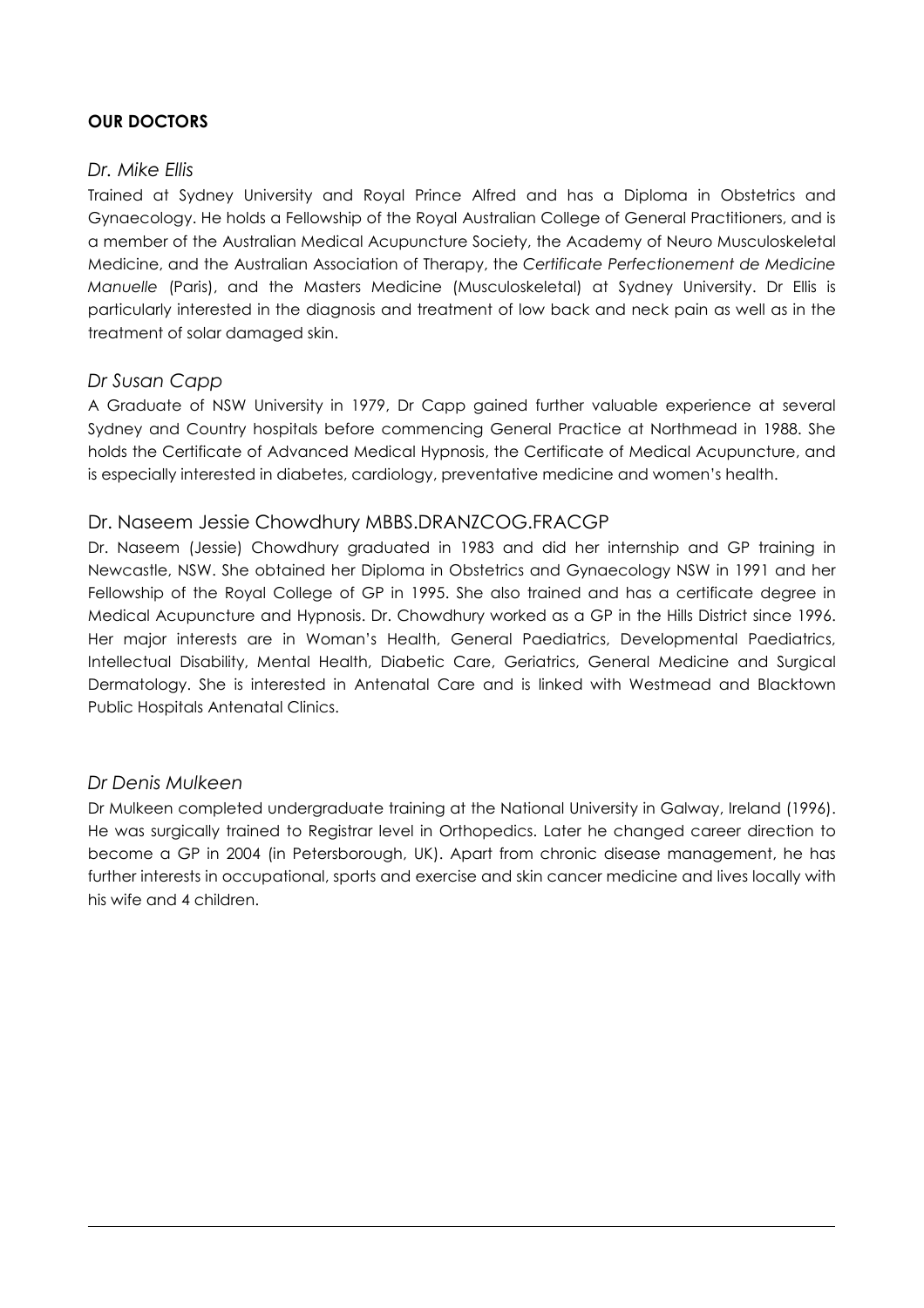## OUR DOCTORS

### *Dr. Mike Ellis*

Trained at Sydney University and Royal Prince Alfred and has a Diploma in Obstetrics and Gynaecology. He holds a Fellowship of the Royal Australian College of General Practitioners, and is a member of the Australian Medical Acupuncture Society, the Academy of Neuro Musculoskeletal Medicine, and the Australian Association of Therapy, the *Certificate Perfectionement de Medicine Manuelle* (Paris), and the Masters Medicine (Musculoskeletal) at Sydney University. Dr Ellis is particularly interested in the diagnosis and treatment of low back and neck pain as well as in the treatment of solar damaged skin.

### *Dr Susan Capp*

A Graduate of NSW University in 1979, Dr Capp gained further valuable experience at several Sydney and Country hospitals before commencing General Practice at Northmead in 1988. She holds the Certificate of Advanced Medical Hypnosis, the Certificate of Medical Acupuncture, and is especially interested in diabetes, cardiology, preventative medicine and women's health.

### Dr. Naseem Jessie Chowdhury MBBS.DRANZCOG.FRACGP

Dr. Naseem (Jessie) Chowdhury graduated in 1983 and did her internship and GP training in Newcastle, NSW. She obtained her Diploma in Obstetrics and Gynaecology NSW in 1991 and her Fellowship of the Royal College of GP in 1995. She also trained and has a certificate degree in Medical Acupuncture and Hypnosis. Dr. Chowdhury worked as a GP in the Hills District since 1996. Her major interests are in Woman's Health, General Paediatrics, Developmental Paediatrics, Intellectual Disability, Mental Health, Diabetic Care, Geriatrics, General Medicine and Surgical Dermatology. She is interested in Antenatal Care and is linked with Westmead and Blacktown Public Hospitals Antenatal Clinics.

### *Dr Denis Mulkeen*

Dr Mulkeen completed undergraduate training at the National University in Galway, Ireland (1996). He was surgically trained to Registrar level in Orthopedics. Later he changed career direction to become a GP in 2004 (in Petersborough, UK). Apart from chronic disease management, he has further interests in occupational, sports and exercise and skin cancer medicine and lives locally with his wife and 4 children.